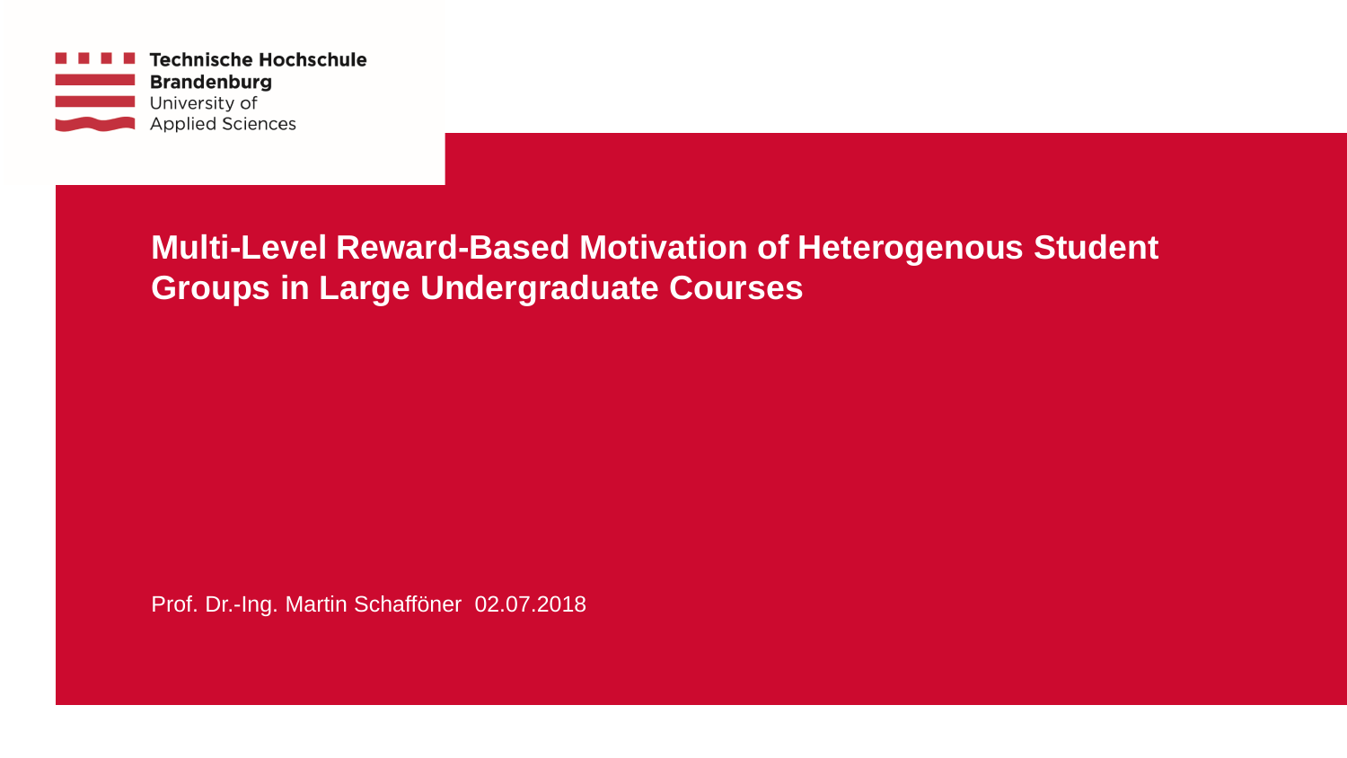Technische Hochschule Brandenburg
University of Applied Sciences

# Multi-Level Reward-Based Motivation of Heterogenous Student Groups in Large Undergraduate Courses

Prof. Dr.-Ing. Martin Schafföner 02.07.2018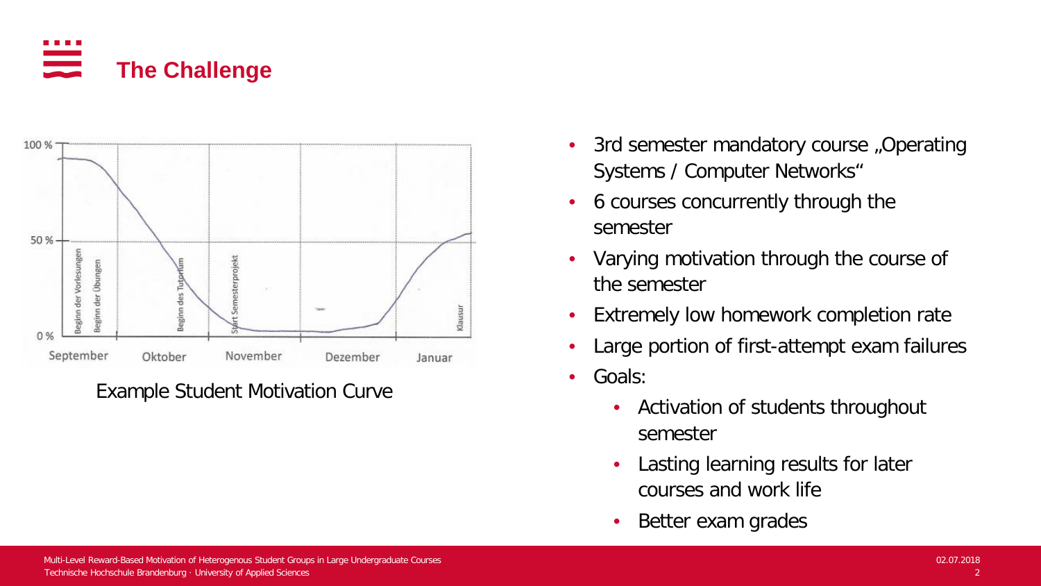# The Challenge

Example Student Motivation Curve

- 3rd semester mandatory course „Operating Systems / Computer Networks“
- 6 courses concurrently through the semester
- Varying motivation through the course of the semester
- Extremely low homework completion rate
- Large portion of first-attempt exam failures
- Goals:
  - Activation of students throughout semester
  - Lasting learning results for later courses and work life
  - Better exam grades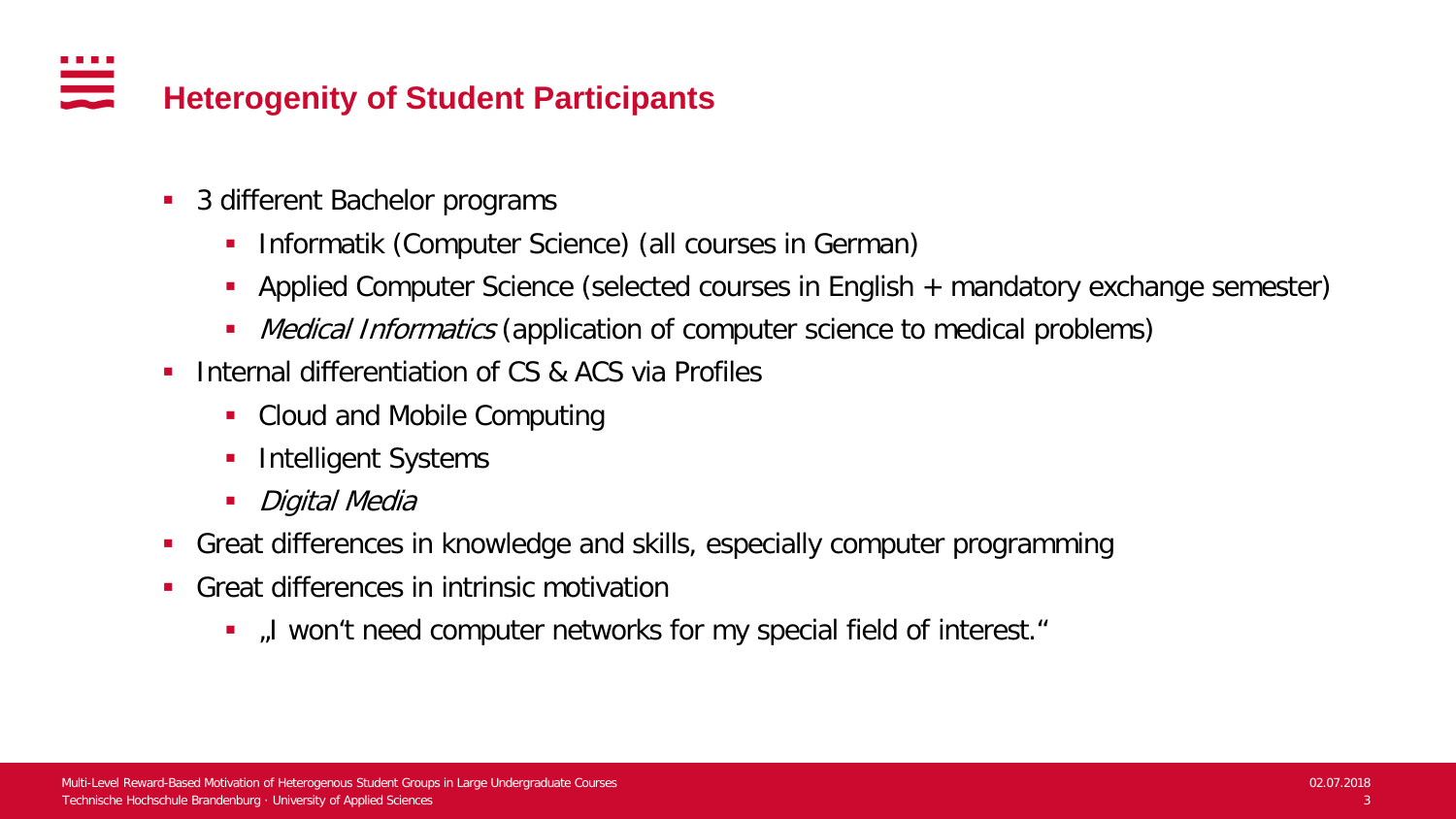# Heterogenity of Student Participants

- 3 different Bachelor programs
  - Informatik (Computer Science) (all courses in German)
  - Applied Computer Science (selected courses in English + mandatory exchange semester)
  - *Medical Informatics* (application of computer science to medical problems)
- Internal differentiation of CS & ACS via Profiles
  - Cloud and Mobile Computing
  - Intelligent Systems
  - *Digital Media*
- Great differences in knowledge and skills, especially computer programming
- Great differences in intrinsic motivation
  - „I won't need computer networks for my special field of interest."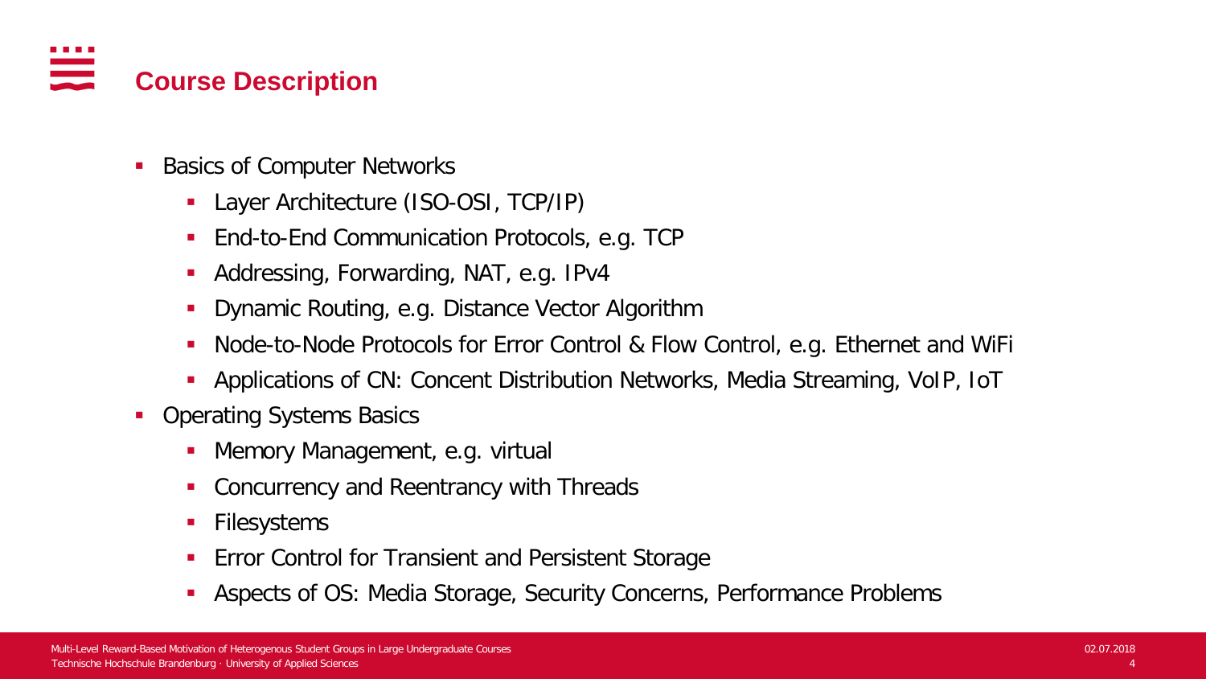# Course Description

- Basics of Computer Networks
  - Layer Architecture (ISO-OSI, TCP/IP)
  - End-to-End Communication Protocols, e.g. TCP
  - Addressing, Forwarding, NAT, e.g. IPv4
  - Dynamic Routing, e.g. Distance Vector Algorithm
  - Node-to-Node Protocols for Error Control & Flow Control, e.g. Ethernet and WiFi
  - Applications of CN: Concent Distribution Networks, Media Streaming, VoIP, IoT
- Operating Systems Basics
  - Memory Management, e.g. virtual
  - Concurrency and Reentrancy with Threads
  - Filesystems
  - Error Control for Transient and Persistent Storage
  - Aspects of OS: Media Storage, Security Concerns, Performance Problems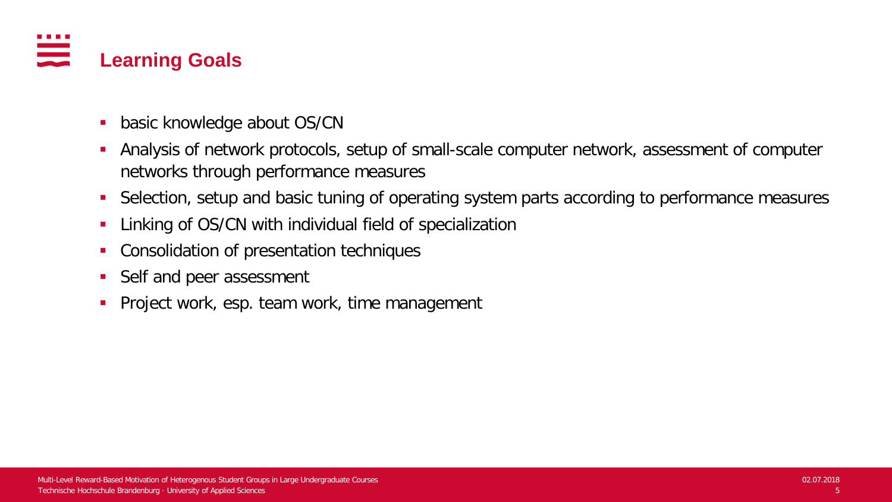# Learning Goals

- basic knowledge about OS/CN
- Analysis of network protocols, setup of small-scale computer network, assessment of computer networks through performance measures
- Selection, setup and basic tuning of operating system parts according to performance measures
- Linking of OS/CN with individual field of specialization
- Consolidation of presentation techniques
- Self and peer assessment
- Project work, esp. team work, time management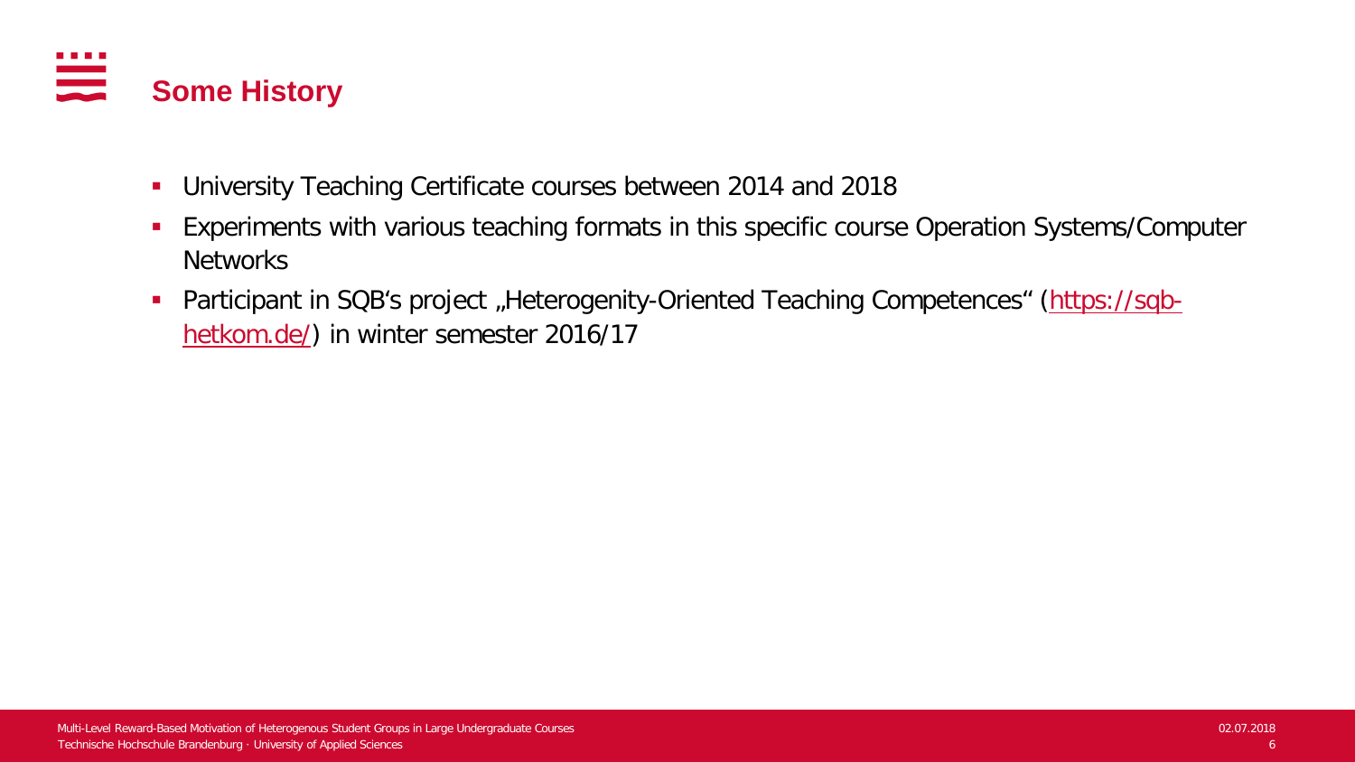## Some History

- University Teaching Certificate courses between 2014 and 2018
- Experiments with various teaching formats in this specific course Operation Systems/Computer Networks
- Participant in SQB's project „Heterogenity-Oriented Teaching Competences" (https://sqb-hetkom.de/) in winter semester 2016/17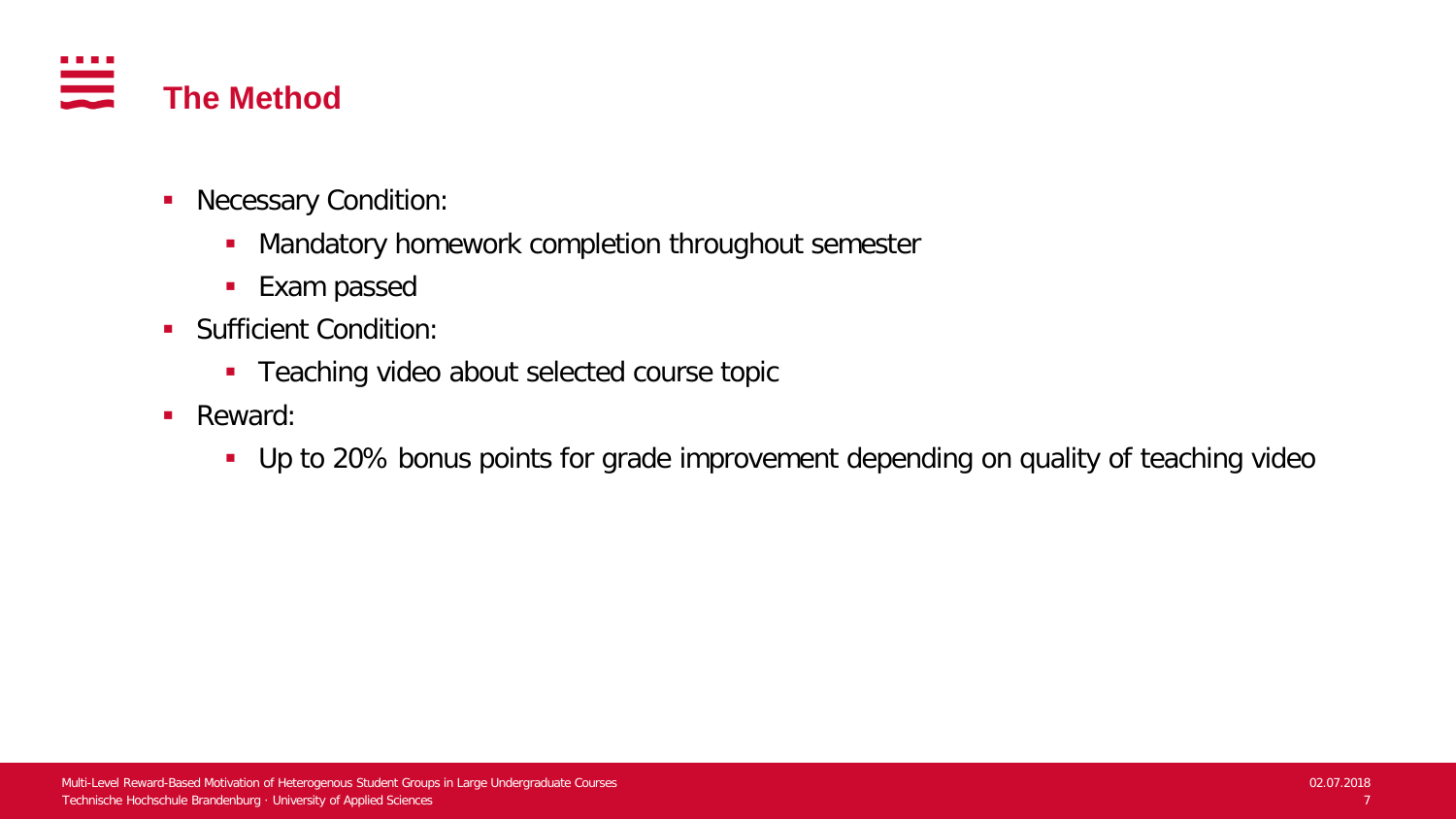# The Method

- Necessary Condition:
  - Mandatory homework completion throughout semester
  - Exam passed
- Sufficient Condition:
  - Teaching video about selected course topic
- Reward:
  - Up to 20% bonus points for grade improvement depending on quality of teaching video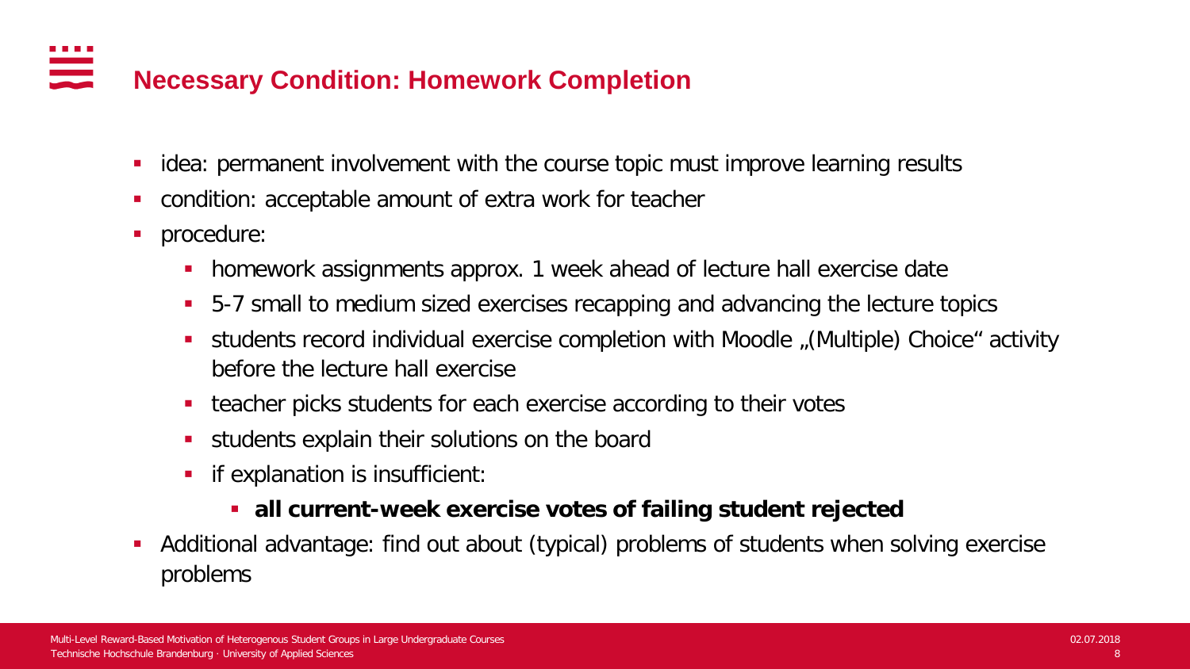## Necessary Condition: Homework Completion

- idea: permanent involvement with the course topic must improve learning results
- condition: acceptable amount of extra work for teacher
- procedure:
  - homework assignments approx. 1 week ahead of lecture hall exercise date
  - 5-7 small to medium sized exercises recapping and advancing the lecture topics
  - students record individual exercise completion with Moodle „(Multiple) Choice“ activity before the lecture hall exercise
  - teacher picks students for each exercise according to their votes
  - students explain their solutions on the board
  - if explanation is insufficient:
    - **all current-week exercise votes of failing student rejected**
- Additional advantage: find out about (typical) problems of students when solving exercise problems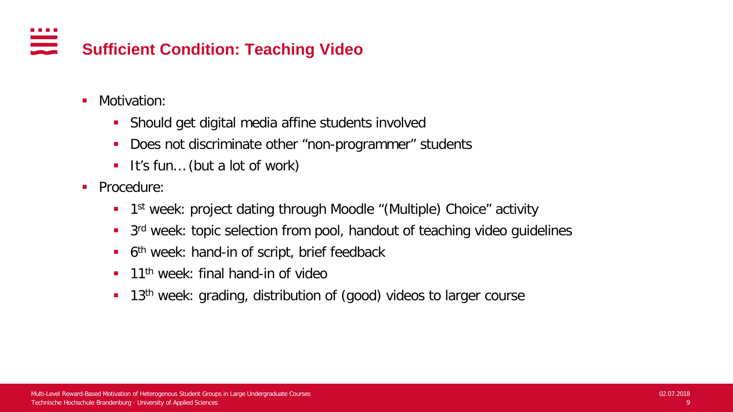# Sufficient Condition: Teaching Video

- Motivation:
  - Should get digital media affine students involved
  - Does not discriminate other “non-programmer” students
  - It’s fun… (but a lot of work)
- Procedure:
  - 1st week: project dating through Moodle “(Multiple) Choice” activity
  - 3rd week: topic selection from pool, handout of teaching video guidelines
  - 6th week: hand-in of script, brief feedback
  - 11th week: final hand-in of video
  - 13th week: grading, distribution of (good) videos to larger course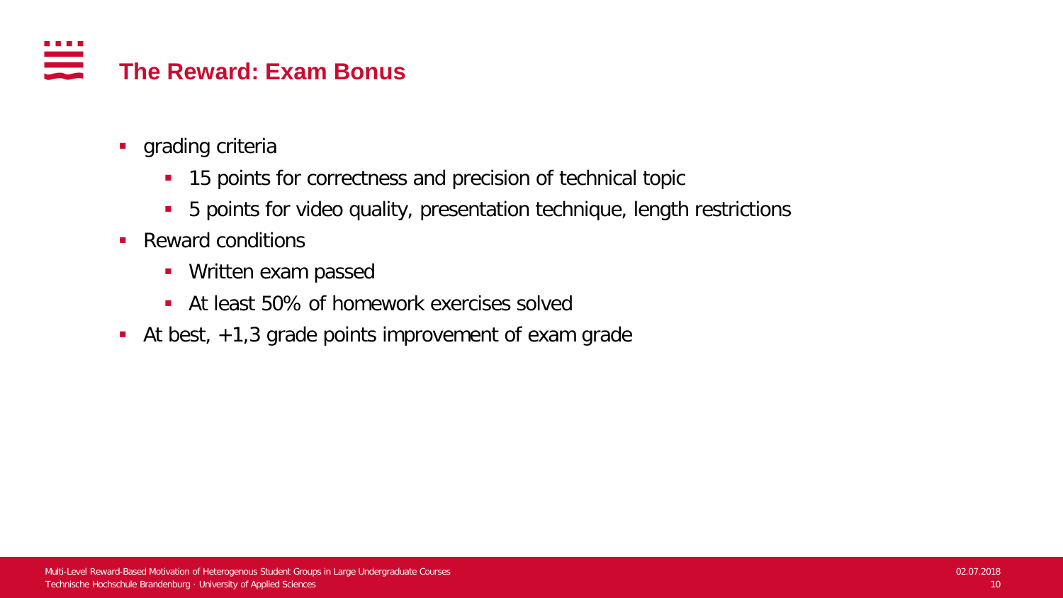# The Reward: Exam Bonus

- grading criteria
  - 15 points for correctness and precision of technical topic
  - 5 points for video quality, presentation technique, length restrictions
- Reward conditions
  - Written exam passed
  - At least 50% of homework exercises solved
- At best, +1,3 grade points improvement of exam grade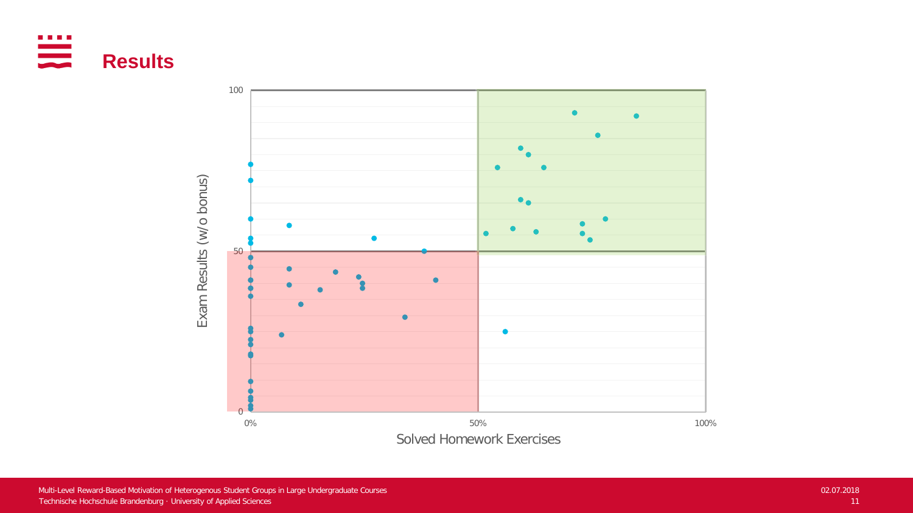# Results

100

50

0

Exam Results (w/o bonus)

0%

50%

100%

Solved Homework Exercises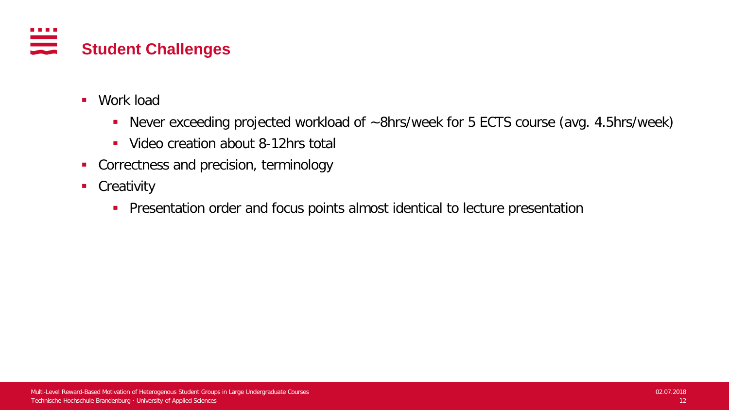## Student Challenges

- Work load
  - Never exceeding projected workload of ~8hrs/week for 5 ECTS course (avg. 4.5hrs/week)
  - Video creation about 8-12hrs total
- Correctness and precision, terminology
- Creativity
  - Presentation order and focus points almost identical to lecture presentation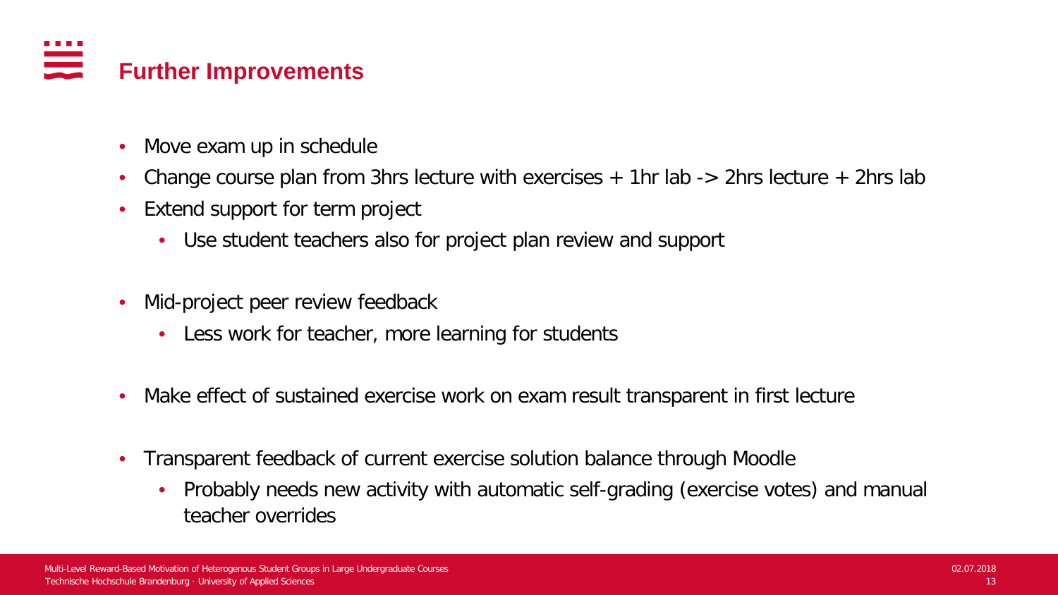# Further Improvements

- Move exam up in schedule
- Change course plan from 3hrs lecture with exercises + 1hr lab -> 2hrs lecture + 2hrs lab
- Extend support for term project
  - Use student teachers also for project plan review and support
- Mid-project peer review feedback
  - Less work for teacher, more learning for students
- Make effect of sustained exercise work on exam result transparent in first lecture
- Transparent feedback of current exercise solution balance through Moodle
  - Probably needs new activity with automatic self-grading (exercise votes) and manual teacher overrides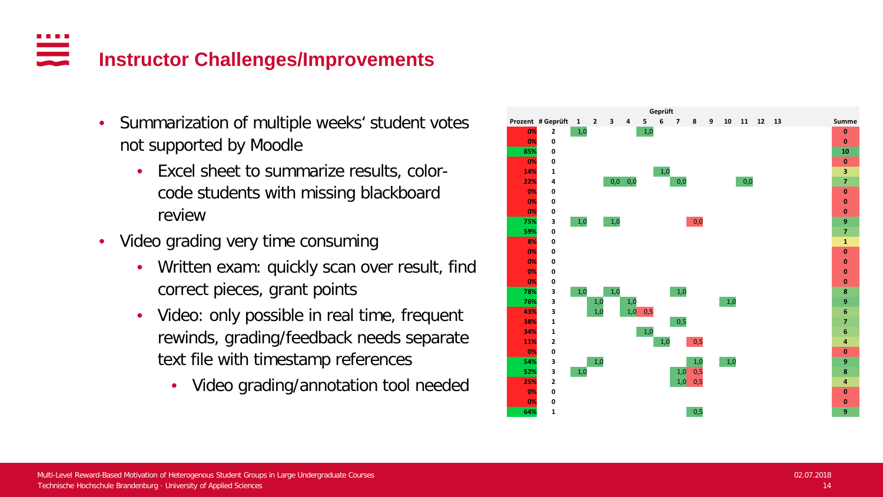# Instructor Challenges/Improvements

- Summarization of multiple weeks' student votes not supported by Moodle
  - Excel sheet to summarize results, color-code students with missing blackboard review
- Video grading very time consuming
  - Written exam: quickly scan over result, find correct pieces, grant points
  - Video: only possible in real time, frequent rewinds, grading/feedback needs separate text file with timestamp references
    - Video grading/annotation tool needed

| Prozent | # Geprüft | Geprüft | | | | | | | | | | | | | Summe |
|---|---|---|---|---|---|---|---|---|---|---|---|---|---|---|---|
| | | 1 | 2 | 3 | 4 | 5 | 6 | 7 | 8 | 9 | 10 | 11 | 12 | 13 | |
| 0% | 2 | 1,0 | | | | 1,0 | | | | | | | | | 0 |
| 0% | 0 | | | | | | | | | | | | | | 0 |
| 85% | 0 | | | | | | | | | | | | | | 10 |
| 0% | 0 | | | | | | | | | | | | | | 0 |
| 14% | 1 | | | | | | 1,0 | | | | | | | | 3 |
| 22% | 4 | | | 0,0 | 0,0 | | | 0,0 | | | | 0,0 | | | 7 |
| 0% | 0 | | | | | | | | | | | | | | 0 |
| 0% | 0 | | | | | | | | | | | | | | 0 |
| 0% | 0 | | | | | | | | | | | | | | 0 |
| 75% | 3 | 1,0 | | 1,0 | | | | | 0,0 | | | | | | 9 |
| 59% | 0 | | | | | | | | | | | | | | 7 |
| 8% | 0 | | | | | | | | | | | | | | 1 |
| 0% | 0 | | | | | | | | | | | | | | 0 |
| 0% | 0 | | | | | | | | | | | | | | 0 |
| 0% | 0 | | | | | | | | | | | | | | 0 |
| 0% | 0 | | | | | | | | | | | | | | 0 |
| 78% | 3 | 1,0 | | 1,0 | | | | 1,0 | | | | | | | 8 |
| 76% | 3 | | 1,0 | | 1,0 | | | | | | 1,0 | | | | 9 |
| 43% | 3 | | 1,0 | | 1,0 | 0,5 | | | | | | | | | 6 |
| 38% | 1 | | | | | | | 0,5 | | | | | | | 7 |
| 34% | 1 | | | | | 1,0 | | | | | | | | | 6 |
| 11% | 2 | | | | | | 1,0 | | 0,5 | | | | | | 4 |
| 0% | 0 | | | | | | | | | | | | | | 0 |
| 54% | 3 | | 1,0 | | | | | | 1,0 | | 1,0 | | | | 9 |
| 52% | 3 | 1,0 | | | | | | 1,0 | 0,5 | | | | | | 8 |
| 25% | 2 | | | | | | | 1,0 | 0,5 | | | | | | 4 |
| 0% | 0 | | | | | | | | | | | | | | 0 |
| 0% | 0 | | | | | | | | | | | | | | 0 |
| 64% | 1 | | | | | | | | 0,5 | | | | | | 9 |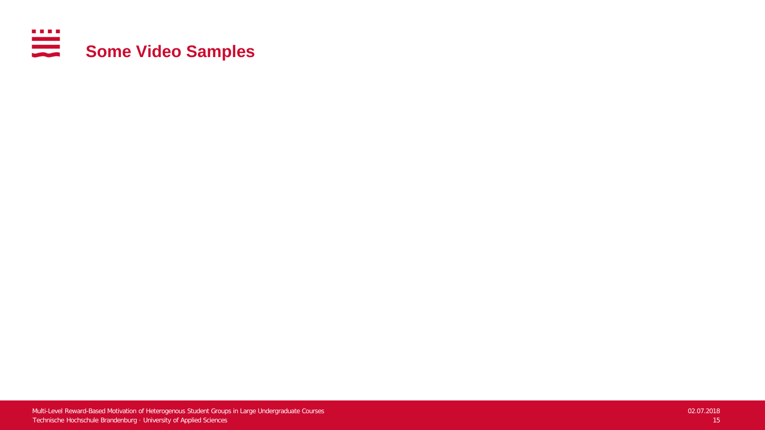# Some Video Samples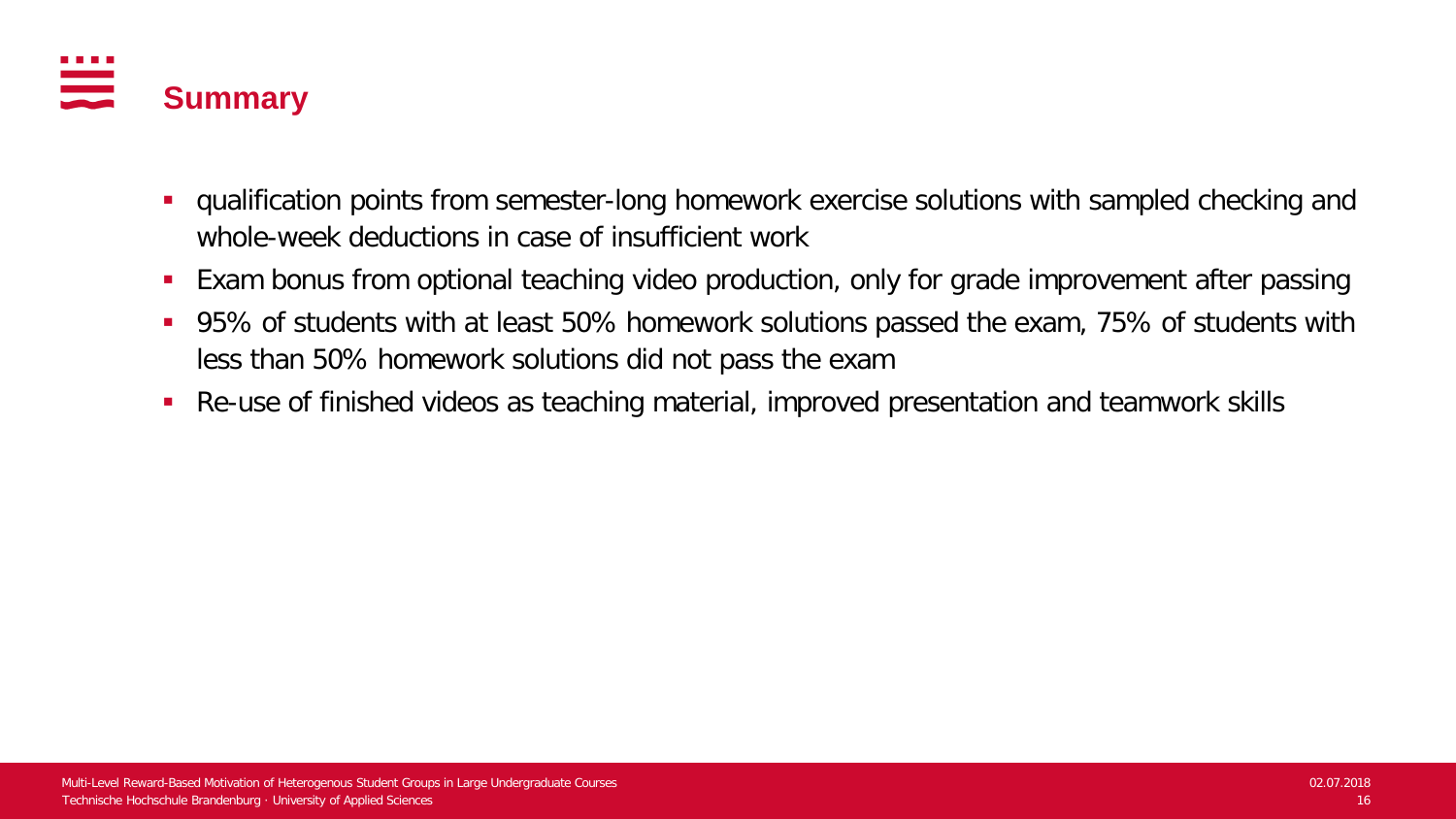# Summary

- qualification points from semester-long homework exercise solutions with sampled checking and whole-week deductions in case of insufficient work
- Exam bonus from optional teaching video production, only for grade improvement after passing
- 95% of students with at least 50% homework solutions passed the exam, 75% of students with less than 50% homework solutions did not pass the exam
- Re-use of finished videos as teaching material, improved presentation and teamwork skills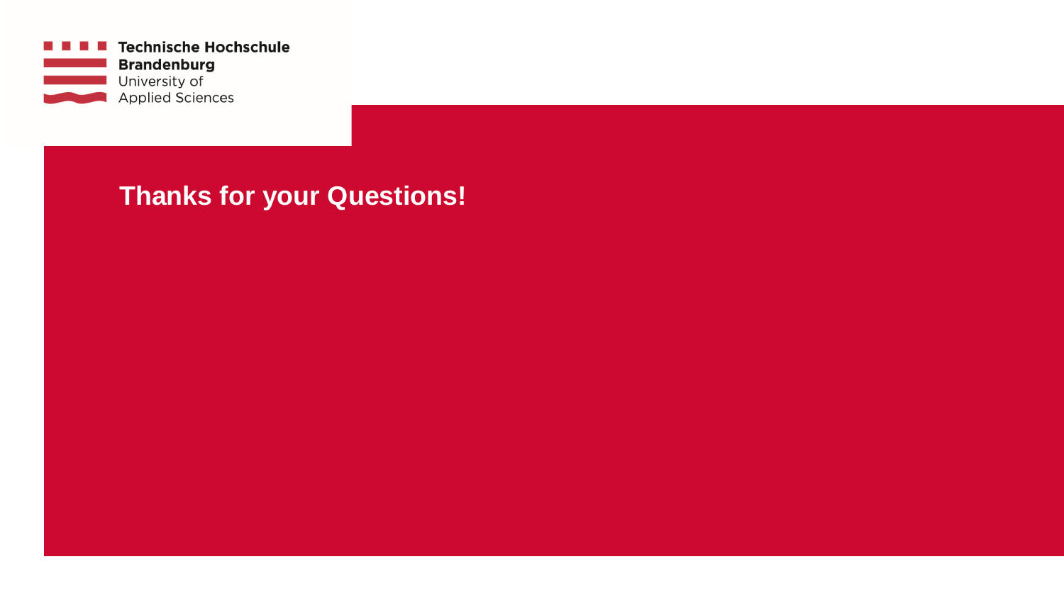Technische Hochschule Brandenburg
University of Applied Sciences

# Thanks for your Questions!